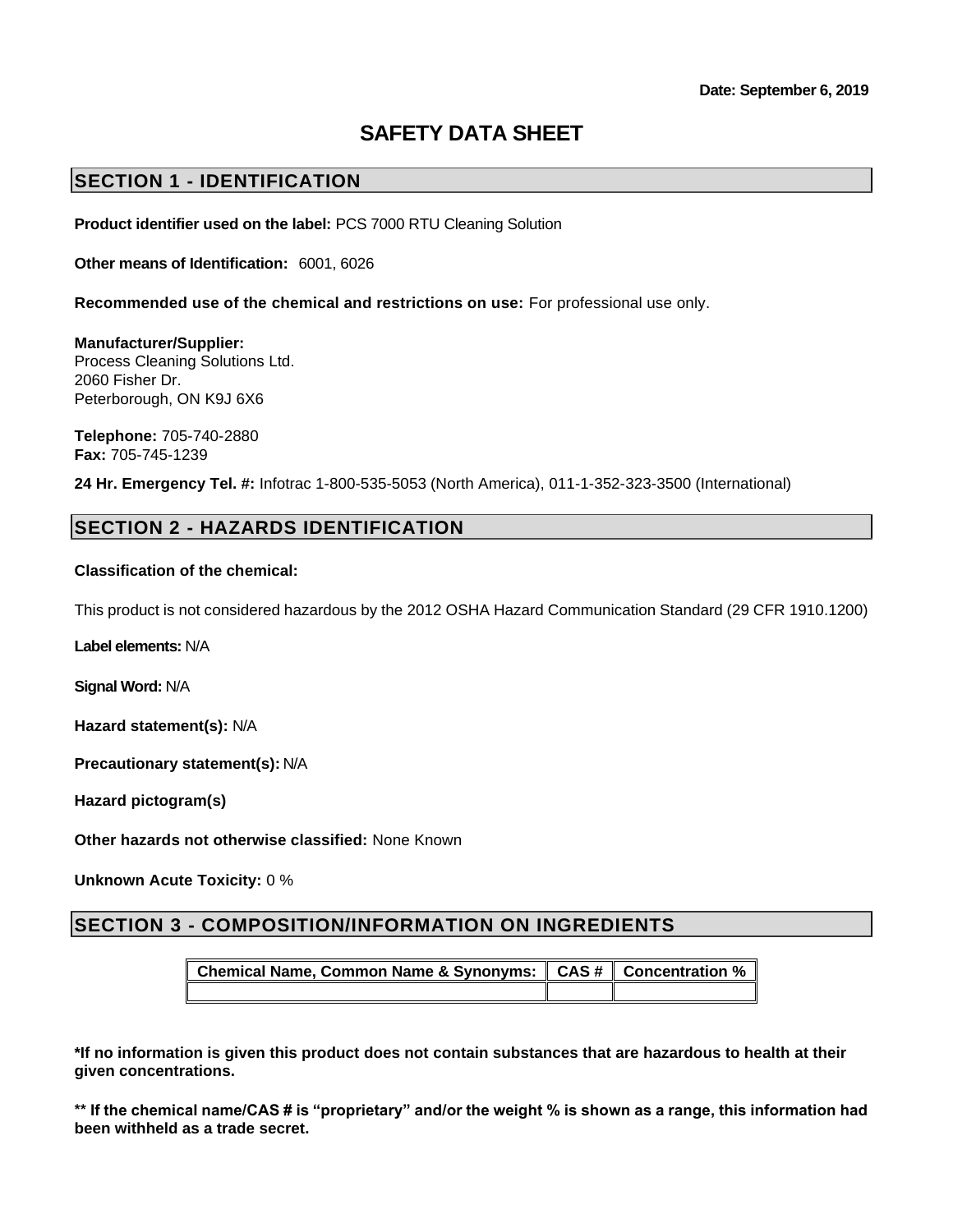**Date: September 6, 2019**

# SAFETY DATA SHEET

## SECTION 1 - IDENTIFICATION

**Product identifier used on the label:** PCS 7000 RTU Cleaning Solution

**Other means of Identification:** 6001, 6026

**Recommended use of the chemical and restrictions on use:** For professional use only.

**Manufacturer/Supplier:**
Process Cleaning Solutions Ltd.
2060 Fisher Dr.
Peterborough, ON K9J 6X6

**Telephone:** 705-740-2880
**Fax:** 705-745-1239

**24 Hr. Emergency Tel. #:** Infotrac 1-800-535-5053 (North America), 011-1-352-323-3500 (International)

## SECTION 2 - HAZARDS IDENTIFICATION

**Classification of the chemical:**

This product is not considered hazardous by the 2012 OSHA Hazard Communication Standard (29 CFR 1910.1200)

**Label elements:** N/A

**Signal Word:** N/A

**Hazard statement(s):** N/A

**Precautionary statement(s):** N/A

**Hazard pictogram(s)**

**Other hazards not otherwise classified:** None Known

**Unknown Acute Toxicity:** 0 %

## SECTION 3 - COMPOSITION/INFORMATION ON INGREDIENTS

| Chemical Name, Common Name & Synonyms: | CAS # | Concentration % |
|---|---|---|
| | | |

**\*If no information is given this product does not contain substances that are hazardous to health at their given concentrations.**

**\*\* If the chemical name/CAS # is "proprietary" and/or the weight % is shown as a range, this information had been withheld as a trade secret.**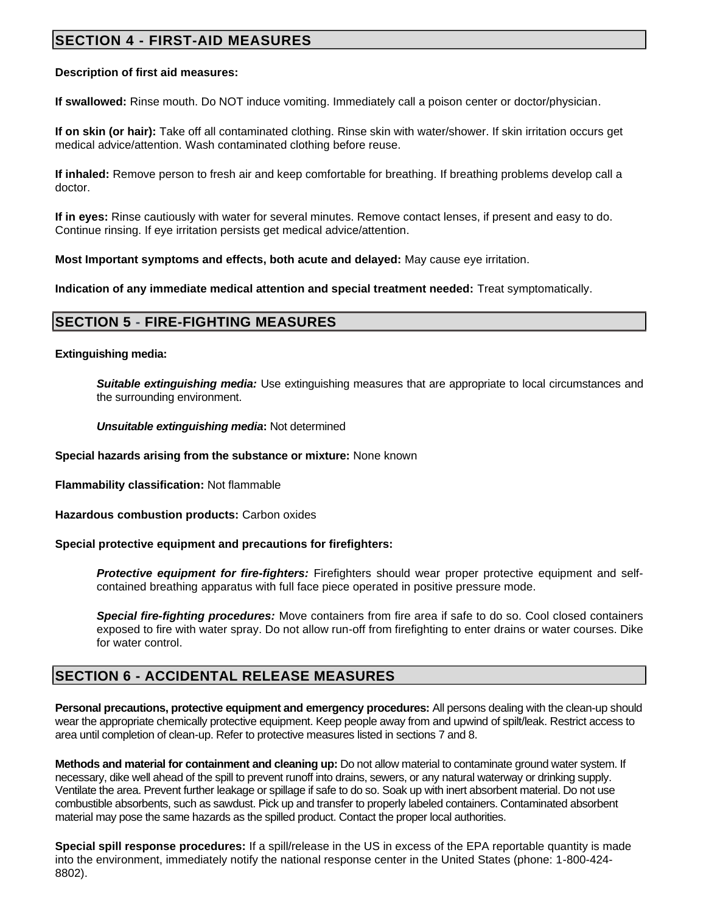## SECTION 4 - FIRST-AID MEASURES

**Description of first aid measures:**

**If swallowed:** Rinse mouth. Do NOT induce vomiting. Immediately call a poison center or doctor/physician.

**If on skin (or hair):** Take off all contaminated clothing. Rinse skin with water/shower. If skin irritation occurs get medical advice/attention. Wash contaminated clothing before reuse.

**If inhaled:** Remove person to fresh air and keep comfortable for breathing. If breathing problems develop call a doctor.

**If in eyes:** Rinse cautiously with water for several minutes. Remove contact lenses, if present and easy to do. Continue rinsing. If eye irritation persists get medical advice/attention.

**Most Important symptoms and effects, both acute and delayed:** May cause eye irritation.

**Indication of any immediate medical attention and special treatment needed:** Treat symptomatically.

## SECTION 5 - FIRE-FIGHTING MEASURES

**Extinguishing media:**

***Suitable extinguishing media:*** Use extinguishing measures that are appropriate to local circumstances and the surrounding environment.

***Unsuitable extinguishing media*:** Not determined

**Special hazards arising from the substance or mixture:** None known

**Flammability classification:** Not flammable

**Hazardous combustion products:** Carbon oxides

**Special protective equipment and precautions for firefighters:**

***Protective equipment for fire-fighters:*** Firefighters should wear proper protective equipment and self-contained breathing apparatus with full face piece operated in positive pressure mode.

***Special fire-fighting procedures:*** Move containers from fire area if safe to do so. Cool closed containers exposed to fire with water spray. Do not allow run-off from firefighting to enter drains or water courses. Dike for water control.

## SECTION 6 - ACCIDENTAL RELEASE MEASURES

**Personal precautions, protective equipment and emergency procedures:** All persons dealing with the clean-up should wear the appropriate chemically protective equipment. Keep people away from and upwind of spilt/leak. Restrict access to area until completion of clean-up. Refer to protective measures listed in sections 7 and 8.

**Methods and material for containment and cleaning up:** Do not allow material to contaminate ground water system. If necessary, dike well ahead of the spill to prevent runoff into drains, sewers, or any natural waterway or drinking supply. Ventilate the area. Prevent further leakage or spillage if safe to do so. Soak up with inert absorbent material. Do not use combustible absorbents, such as sawdust. Pick up and transfer to properly labeled containers. Contaminated absorbent material may pose the same hazards as the spilled product. Contact the proper local authorities.

**Special spill response procedures:** If a spill/release in the US in excess of the EPA reportable quantity is made into the environment, immediately notify the national response center in the United States (phone: 1-800-424-8802).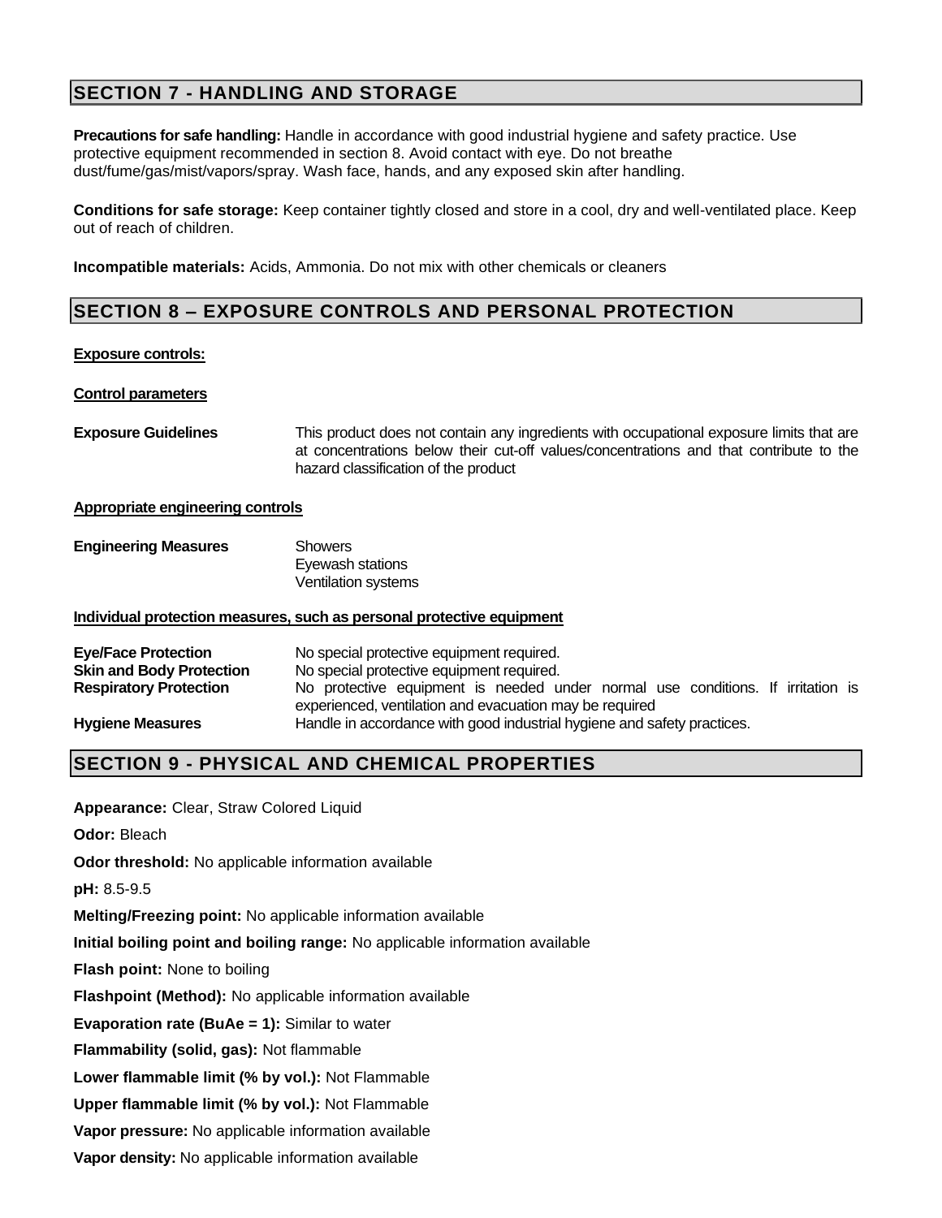## SECTION 7 - HANDLING AND STORAGE

**Precautions for safe handling:** Handle in accordance with good industrial hygiene and safety practice. Use protective equipment recommended in section 8. Avoid contact with eye. Do not breathe dust/fume/gas/mist/vapors/spray. Wash face, hands, and any exposed skin after handling.

**Conditions for safe storage:** Keep container tightly closed and store in a cool, dry and well-ventilated place. Keep out of reach of children.

**Incompatible materials:** Acids, Ammonia. Do not mix with other chemicals or cleaners

## SECTION 8 – EXPOSURE CONTROLS AND PERSONAL PROTECTION

**Exposure controls:**

**Control parameters**

**Exposure Guidelines** This product does not contain any ingredients with occupational exposure limits that are at concentrations below their cut-off values/concentrations and that contribute to the hazard classification of the product

**Appropriate engineering controls**

**Engineering Measures** Showers
Eyewash stations
Ventilation systems

**Individual protection measures, such as personal protective equipment**

**Eye/Face Protection** No special protective equipment required.
**Skin and Body Protection** No special protective equipment required.
**Respiratory Protection** No protective equipment is needed under normal use conditions. If irritation is experienced, ventilation and evacuation may be required
**Hygiene Measures** Handle in accordance with good industrial hygiene and safety practices.

## SECTION 9 - PHYSICAL AND CHEMICAL PROPERTIES

**Appearance:** Clear, Straw Colored Liquid

**Odor:** Bleach

**Odor threshold:** No applicable information available

**pH:** 8.5-9.5

**Melting/Freezing point:** No applicable information available

**Initial boiling point and boiling range:** No applicable information available

**Flash point:** None to boiling

**Flashpoint (Method):** No applicable information available

**Evaporation rate (BuAe = 1):** Similar to water

**Flammability (solid, gas):** Not flammable

**Lower flammable limit (% by vol.):** Not Flammable

**Upper flammable limit (% by vol.):** Not Flammable

**Vapor pressure:** No applicable information available

**Vapor density:** No applicable information available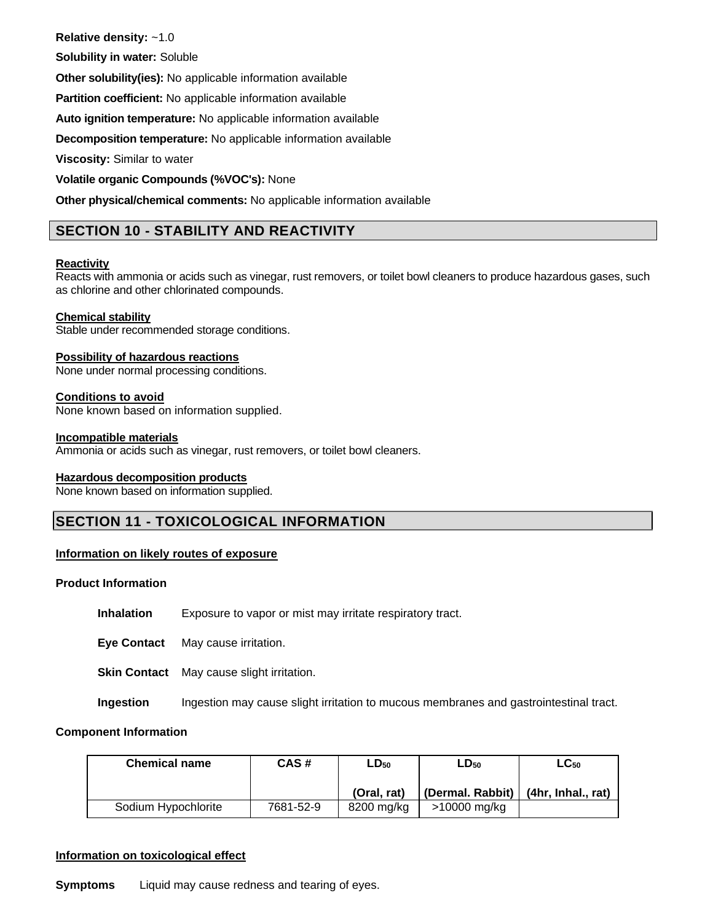**Relative density:** ~1.0

**Solubility in water:** Soluble

**Other solubility(ies):** No applicable information available

**Partition coefficient:** No applicable information available

**Auto ignition temperature:** No applicable information available

**Decomposition temperature:** No applicable information available

**Viscosity:** Similar to water

**Volatile organic Compounds (%VOC's):** None

**Other physical/chemical comments:** No applicable information available

## SECTION 10 - STABILITY AND REACTIVITY

**Reactivity**
Reacts with ammonia or acids such as vinegar, rust removers, or toilet bowl cleaners to produce hazardous gases, such as chlorine and other chlorinated compounds.

**Chemical stability**
Stable under recommended storage conditions.

**Possibility of hazardous reactions**
None under normal processing conditions.

**Conditions to avoid**
None known based on information supplied.

**Incompatible materials**
Ammonia or acids such as vinegar, rust removers, or toilet bowl cleaners.

**Hazardous decomposition products**
None known based on information supplied.

## SECTION 11 - TOXICOLOGICAL INFORMATION

**Information on likely routes of exposure**

**Product Information**

**Inhalation** Exposure to vapor or mist may irritate respiratory tract.

**Eye Contact** May cause irritation.

**Skin Contact** May cause slight irritation.

**Ingestion** Ingestion may cause slight irritation to mucous membranes and gastrointestinal tract.

**Component Information**

| Chemical name | CAS # | $LD_{50}$ (Oral, rat) | $LD_{50}$ (Dermal. Rabbit) | $LC_{50}$ (4hr, Inhal., rat) |
|---|---|---|---|---|
| Sodium Hypochlorite | 7681-52-9 | 8200 mg/kg | >10000 mg/kg | |

**Information on toxicological effect**

**Symptoms** Liquid may cause redness and tearing of eyes.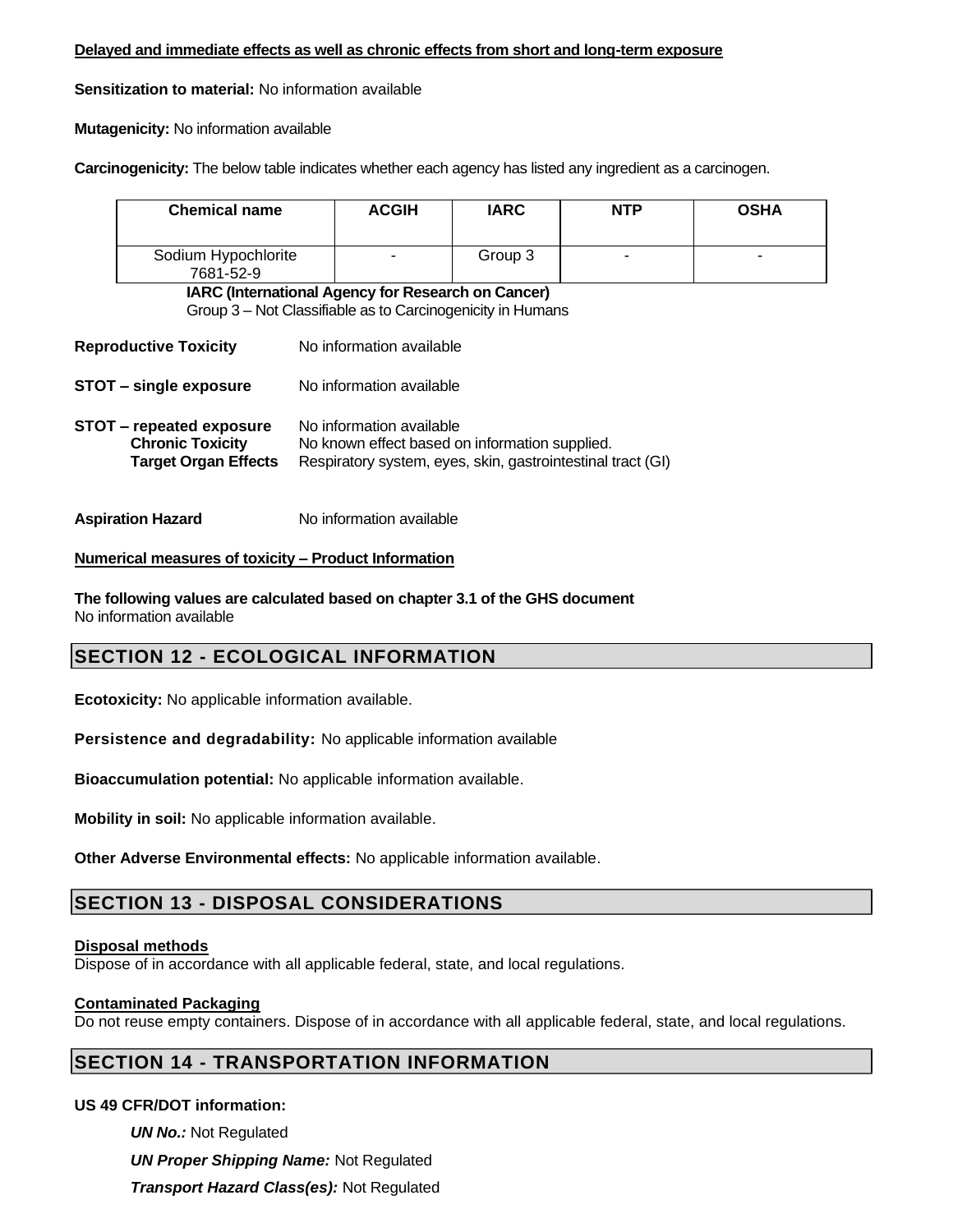**Delayed and immediate effects as well as chronic effects from short and long-term exposure**

**Sensitization to material:** No information available

**Mutagenicity:** No information available

**Carcinogenicity:** The below table indicates whether each agency has listed any ingredient as a carcinogen.

| Chemical name | ACGIH | IARC | NTP | OSHA |
|---|---|---|---|---|
| Sodium Hypochlorite 7681-52-9 | - | Group 3 | - | - |

**IARC (International Agency for Research on Cancer)**
Group 3 – Not Classifiable as to Carcinogenicity in Humans

**Reproductive Toxicity** No information available

**STOT – single exposure** No information available

**STOT – repeated exposure** No information available
**Chronic Toxicity** No known effect based on information supplied.
**Target Organ Effects** Respiratory system, eyes, skin, gastrointestinal tract (GI)

**Aspiration Hazard** No information available

**Numerical measures of toxicity – Product Information**

**The following values are calculated based on chapter 3.1 of the GHS document**
No information available

## SECTION 12 - ECOLOGICAL INFORMATION

**Ecotoxicity:** No applicable information available.

**Persistence and degradability:** No applicable information available

**Bioaccumulation potential:** No applicable information available.

**Mobility in soil:** No applicable information available.

**Other Adverse Environmental effects:** No applicable information available.

## SECTION 13 - DISPOSAL CONSIDERATIONS

**Disposal methods**
Dispose of in accordance with all applicable federal, state, and local regulations.

**Contaminated Packaging**
Do not reuse empty containers. Dispose of in accordance with all applicable federal, state, and local regulations.

## SECTION 14 - TRANSPORTATION INFORMATION

**US 49 CFR/DOT information:**

***UN No.:*** Not Regulated

***UN Proper Shipping Name:*** Not Regulated

***Transport Hazard Class(es):*** Not Regulated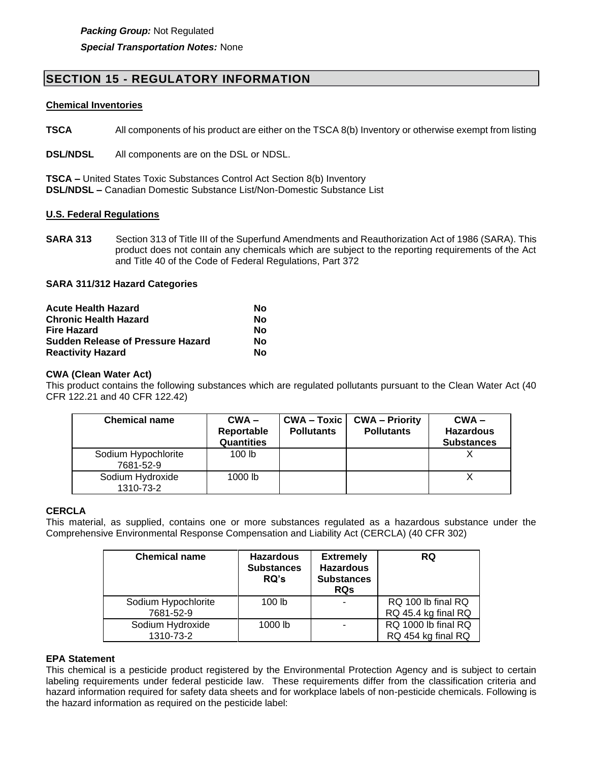***Packing Group:*** Not Regulated

***Special Transportation Notes:*** None

## SECTION 15 - REGULATORY INFORMATION

**Chemical Inventories**

**TSCA** All components of his product are either on the TSCA 8(b) Inventory or otherwise exempt from listing

**DSL/NDSL** All components are on the DSL or NDSL.

**TSCA –** United States Toxic Substances Control Act Section 8(b) Inventory
**DSL/NDSL –** Canadian Domestic Substance List/Non-Domestic Substance List

**U.S. Federal Regulations**

**SARA 313** Section 313 of Title III of the Superfund Amendments and Reauthorization Act of 1986 (SARA). This product does not contain any chemicals which are subject to the reporting requirements of the Act and Title 40 of the Code of Federal Regulations, Part 372

**SARA 311/312 Hazard Categories**

| | |
|---|---|
| **Acute Health Hazard** | **No** |
| **Chronic Health Hazard** | **No** |
| **Fire Hazard** | **No** |
| **Sudden Release of Pressure Hazard** | **No** |
| **Reactivity Hazard** | **No** |

**CWA (Clean Water Act)**
This product contains the following substances which are regulated pollutants pursuant to the Clean Water Act (40 CFR 122.21 and 40 CFR 122.42)

| Chemical name | CWA – Reportable Quantities | CWA – Toxic Pollutants | CWA – Priority Pollutants | CWA – Hazardous Substances |
|---|---|---|---|---|
| Sodium Hypochlorite 7681-52-9 | 100 lb | | | X |
| Sodium Hydroxide 1310-73-2 | 1000 lb | | | X |

**CERCLA**
This material, as supplied, contains one or more substances regulated as a hazardous substance under the Comprehensive Environmental Response Compensation and Liability Act (CERCLA) (40 CFR 302)

| Chemical name | Hazardous Substances RQ's | Extremely Hazardous Substances RQs | RQ |
|---|---|---|---|
| Sodium Hypochlorite 7681-52-9 | 100 lb | - | RQ 100 lb final RQ RQ 45.4 kg final RQ |
| Sodium Hydroxide 1310-73-2 | 1000 lb | - | RQ 1000 lb final RQ RQ 454 kg final RQ |

**EPA Statement**
This chemical is a pesticide product registered by the Environmental Protection Agency and is subject to certain labeling requirements under federal pesticide law. These requirements differ from the classification criteria and hazard information required for safety data sheets and for workplace labels of non-pesticide chemicals. Following is the hazard information as required on the pesticide label: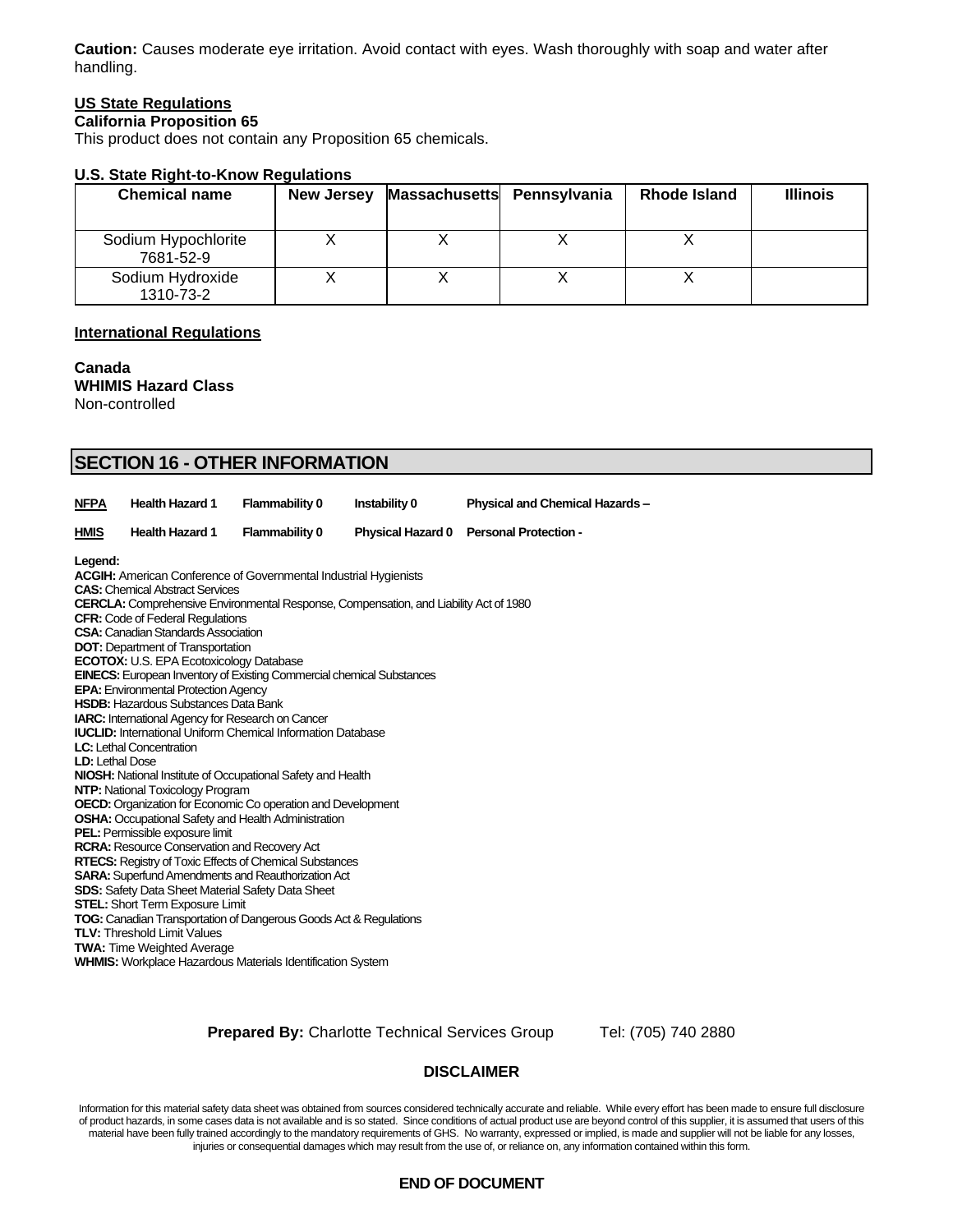**Caution:** Causes moderate eye irritation. Avoid contact with eyes. Wash thoroughly with soap and water after handling.

**US State Regulations**

**California Proposition 65**

This product does not contain any Proposition 65 chemicals.

**U.S. State Right-to-Know Regulations**

| Chemical name | New Jersey | Massachusetts | Pennsylvania | Rhode Island | Illinois |
|---|---|---|---|---|---|
| Sodium Hypochlorite 7681-52-9 | X | X | X | X | |
| Sodium Hydroxide 1310-73-2 | X | X | X | X | |

**International Regulations**

**Canada**

**WHMIS Hazard Class**

Non-controlled

## SECTION 16 - OTHER INFORMATION

| | | | | |
|---|---|---|---|---|
| **NFPA** | **Health Hazard 1** | **Flammability 0** | **Instability 0** | **Physical and Chemical Hazards –** |
| **HMIS** | **Health Hazard 1** | **Flammability 0** | **Physical Hazard 0** | **Personal Protection -** |

**Legend:**

**ACGIH:** American Conference of Governmental Industrial Hygienists
**CAS:** Chemical Abstract Services
**CERCLA:** Comprehensive Environmental Response, Compensation, and Liability Act of 1980
**CFR:** Code of Federal Regulations
**CSA:** Canadian Standards Association
**DOT:** Department of Transportation
**ECOTOX:** U.S. EPA Ecotoxicology Database
**EINECS:** European Inventory of Existing Commercial chemical Substances
**EPA:** Environmental Protection Agency
**HSDB:** Hazardous Substances Data Bank
**IARC:** International Agency for Research on Cancer
**IUCLID:** International Uniform Chemical Information Database
**LC:** Lethal Concentration
**LD:** Lethal Dose
**NIOSH:** National Institute of Occupational Safety and Health
**NTP:** National Toxicology Program
**OECD:** Organization for Economic Co operation and Development
**OSHA:** Occupational Safety and Health Administration
**PEL:** Permissible exposure limit
**RCRA:** Resource Conservation and Recovery Act
**RTECS:** Registry of Toxic Effects of Chemical Substances
**SARA:** Superfund Amendments and Reauthorization Act
**SDS:** Safety Data Sheet Material Safety Data Sheet
**STEL:** Short Term Exposure Limit
**TOG:** Canadian Transportation of Dangerous Goods Act & Regulations
**TLV:** Threshold Limit Values
**TWA:** Time Weighted Average
**WHMIS:** Workplace Hazardous Materials Identification System

**Prepared By:** Charlotte Technical Services Group Tel: (705) 740 2880

**DISCLAIMER**

Information for this material safety data sheet was obtained from sources considered technically accurate and reliable. While every effort has been made to ensure full disclosure of product hazards, in some cases data is not available and is so stated. Since conditions of actual product use are beyond control of this supplier, it is assumed that users of this material have been fully trained accordingly to the mandatory requirements of GHS. No warranty, expressed or implied, is made and supplier will not be liable for any losses, injuries or consequential damages which may result from the use of, or reliance on, any information contained within this form.

**END OF DOCUMENT**